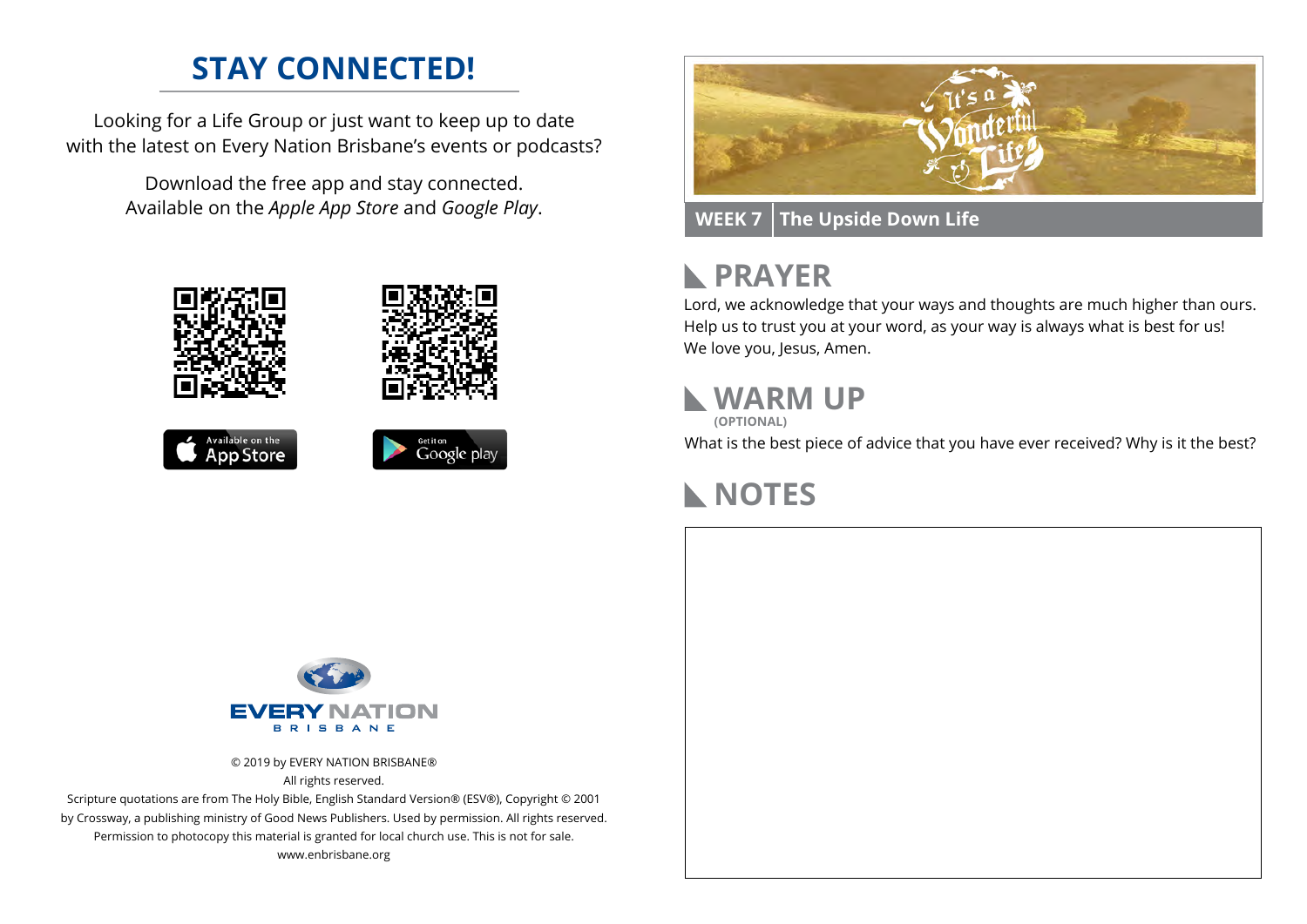# STAY CONNECTED!

Looking for a Life Group or just want to keep up to date with the latest on Every Nation Brisbane's events or podcasts?

Download the free app and stay connected. Available on the *Apple App Store* and *Google Play*.

Available on the App Store

Get it on Google play

EVERY NATION BRISBANE

© 2019 by EVERY NATION BRISBANE®
All rights reserved.
Scripture quotations are from The Holy Bible, English Standard Version® (ESV®), Copyright © 2001 by Crossway, a publishing ministry of Good News Publishers. Used by permission. All rights reserved.
Permission to photocopy this material is granted for local church use. This is not for sale.
www.enbrisbane.org

It's a Wonderful Life

**WEEK 7** | **The Upside Down Life**

## PRAYER

Lord, we acknowledge that your ways and thoughts are much higher than ours. Help us to trust you at your word, as your way is always what is best for us! We love you, Jesus, Amen.

## WARM UP

**(OPTIONAL)**

What is the best piece of advice that you have ever received? Why is it the best?

## NOTES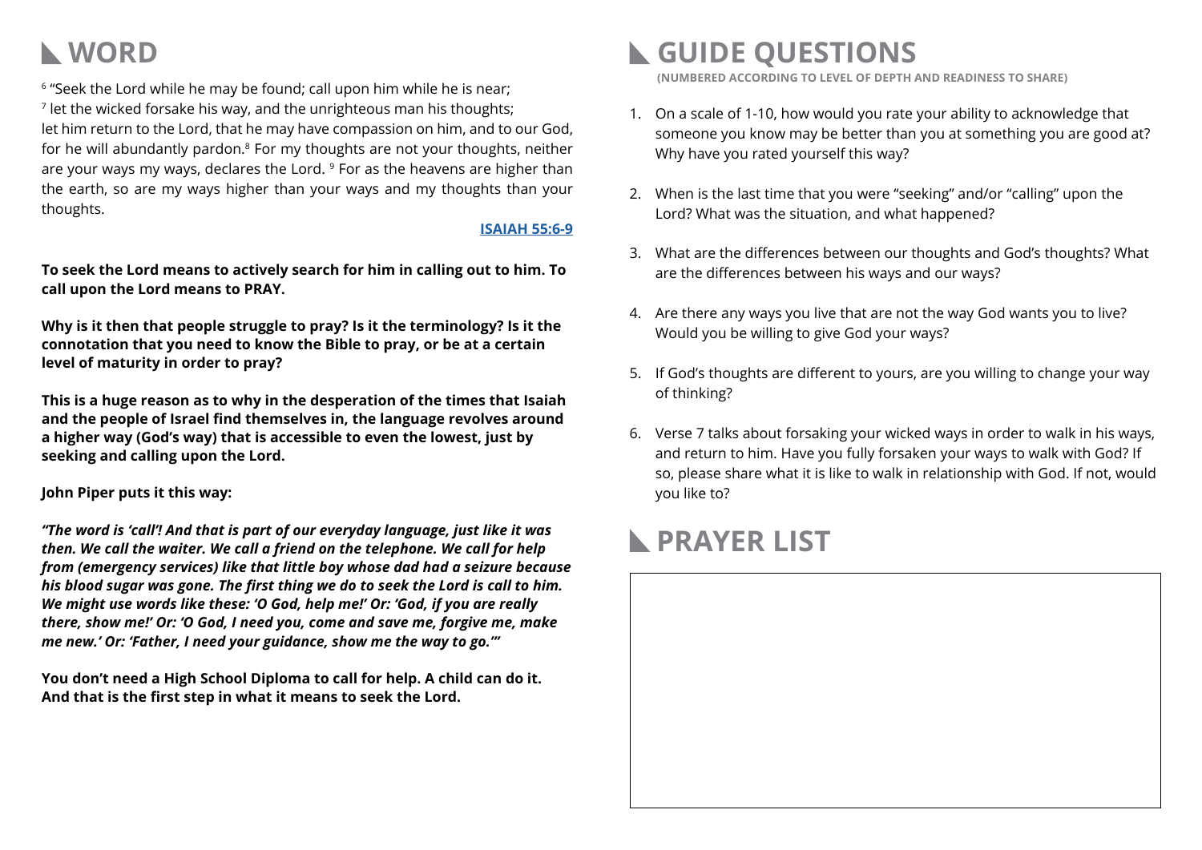## WORD

[6] "Seek the Lord while he may be found; call upon him while he is near;
[7] let the wicked forsake his way, and the unrighteous man his thoughts;
let him return to the Lord, that he may have compassion on him, and to our God, for he will abundantly pardon.[8] For my thoughts are not your thoughts, neither are your ways my ways, declares the Lord. [9] For as the heavens are higher than the earth, so are my ways higher than your ways and my thoughts than your thoughts.

**ISAIAH 55:6-9**

**To seek the Lord means to actively search for him in calling out to him. To call upon the Lord means to PRAY.**

**Why is it then that people struggle to pray? Is it the terminology? Is it the connotation that you need to know the Bible to pray, or be at a certain level of maturity in order to pray?**

**This is a huge reason as to why in the desperation of the times that Isaiah and the people of Israel find themselves in, the language revolves around a higher way (God's way) that is accessible to even the lowest, just by seeking and calling upon the Lord.**

**John Piper puts it this way:**

***"The word is 'call'! And that is part of our everyday language, just like it was then. We call the waiter. We call a friend on the telephone. We call for help from (emergency services) like that little boy whose dad had a seizure because his blood sugar was gone. The first thing we do to seek the Lord is call to him. We might use words like these: 'O God, help me!' Or: 'God, if you are really there, show me!' Or: 'O God, I need you, come and save me, forgive me, make me new.' Or: 'Father, I need your guidance, show me the way to go.'"***

**You don't need a High School Diploma to call for help. A child can do it. And that is the first step in what it means to seek the Lord.**

## GUIDE QUESTIONS

**(NUMBERED ACCORDING TO LEVEL OF DEPTH AND READINESS TO SHARE)**

1. On a scale of 1-10, how would you rate your ability to acknowledge that someone you know may be better than you at something you are good at? Why have you rated yourself this way?
2. When is the last time that you were "seeking" and/or "calling" upon the Lord? What was the situation, and what happened?
3. What are the differences between our thoughts and God's thoughts? What are the differences between his ways and our ways?
4. Are there any ways you live that are not the way God wants you to live? Would you be willing to give God your ways?
5. If God's thoughts are different to yours, are you willing to change your way of thinking?
6. Verse 7 talks about forsaking your wicked ways in order to walk in his ways, and return to him. Have you fully forsaken your ways to walk with God? If so, please share what it is like to walk in relationship with God. If not, would you like to?

## PRAYER LIST